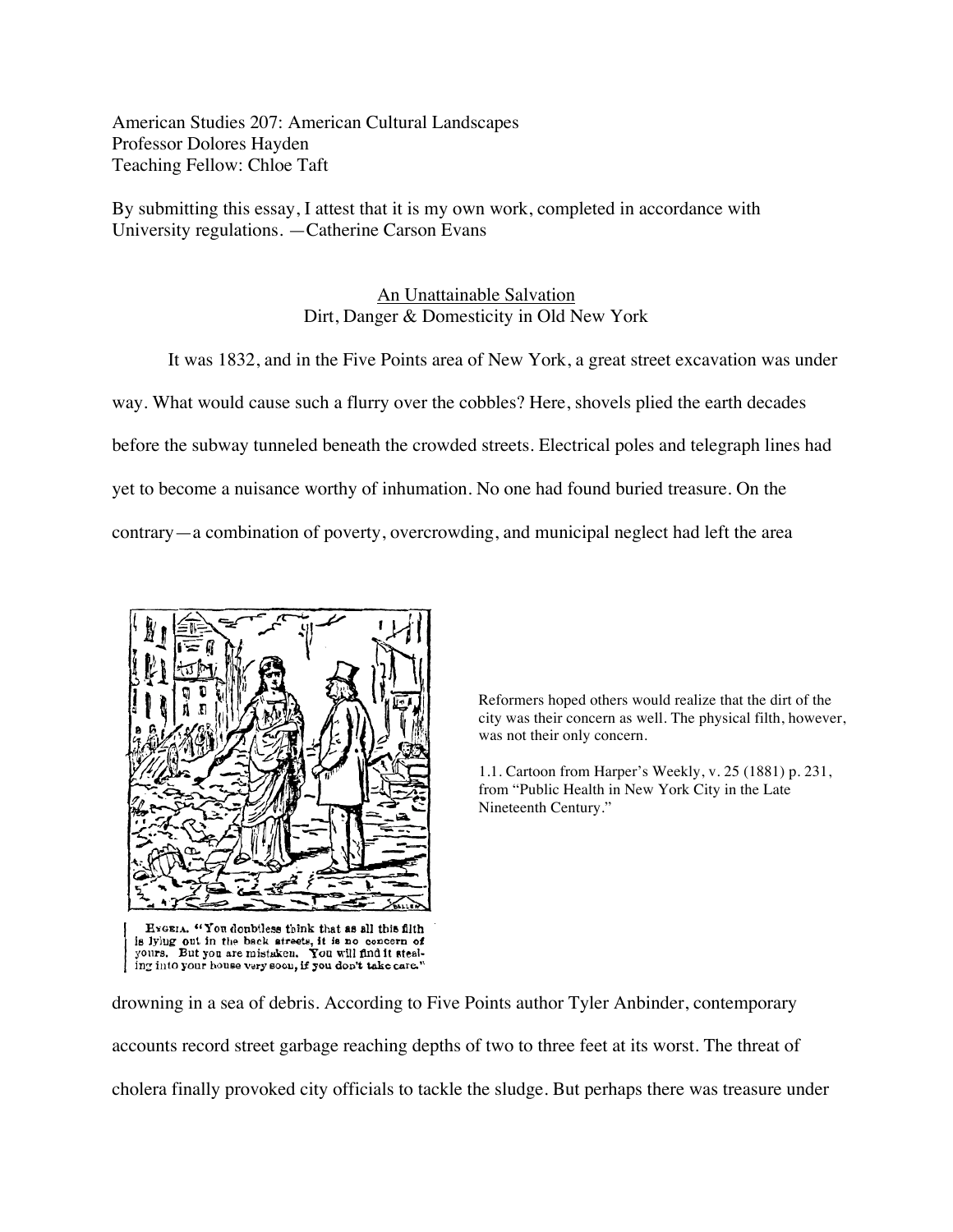American Studies 207: American Cultural Landscapes
Professor Dolores Hayden
Teaching Fellow: Chloe Taft

By submitting this essay, I attest that it is my own work, completed in accordance with University regulations. —Catherine Carson Evans

# An Unattainable Salvation
## Dirt, Danger & Domesticity in Old New York

It was 1832, and in the Five Points area of New York, a great street excavation was under way. What would cause such a flurry over the cobbles? Here, shovels plied the earth decades before the subway tunneled beneath the crowded streets. Electrical poles and telegraph lines had yet to become a nuisance worthy of inhumation. No one had found buried treasure. On the contrary—a combination of poverty, overcrowding, and municipal neglect had left the area

HYGEIA. "You doubtless think that as all this filth is lying out in the back streets, it is no concern of yours. But you are mistaken. You will find it stealing into your house very soon, if you don't take care."

Reformers hoped others would realize that the dirt of the city was their concern as well. The physical filth, however, was not their only concern.

1.1. Cartoon from Harper's Weekly, v. 25 (1881) p. 231, from "Public Health in New York City in the Late Nineteenth Century."

drowning in a sea of debris. According to Five Points author Tyler Anbinder, contemporary accounts record street garbage reaching depths of two to three feet at its worst. The threat of cholera finally provoked city officials to tackle the sludge. But perhaps there was treasure under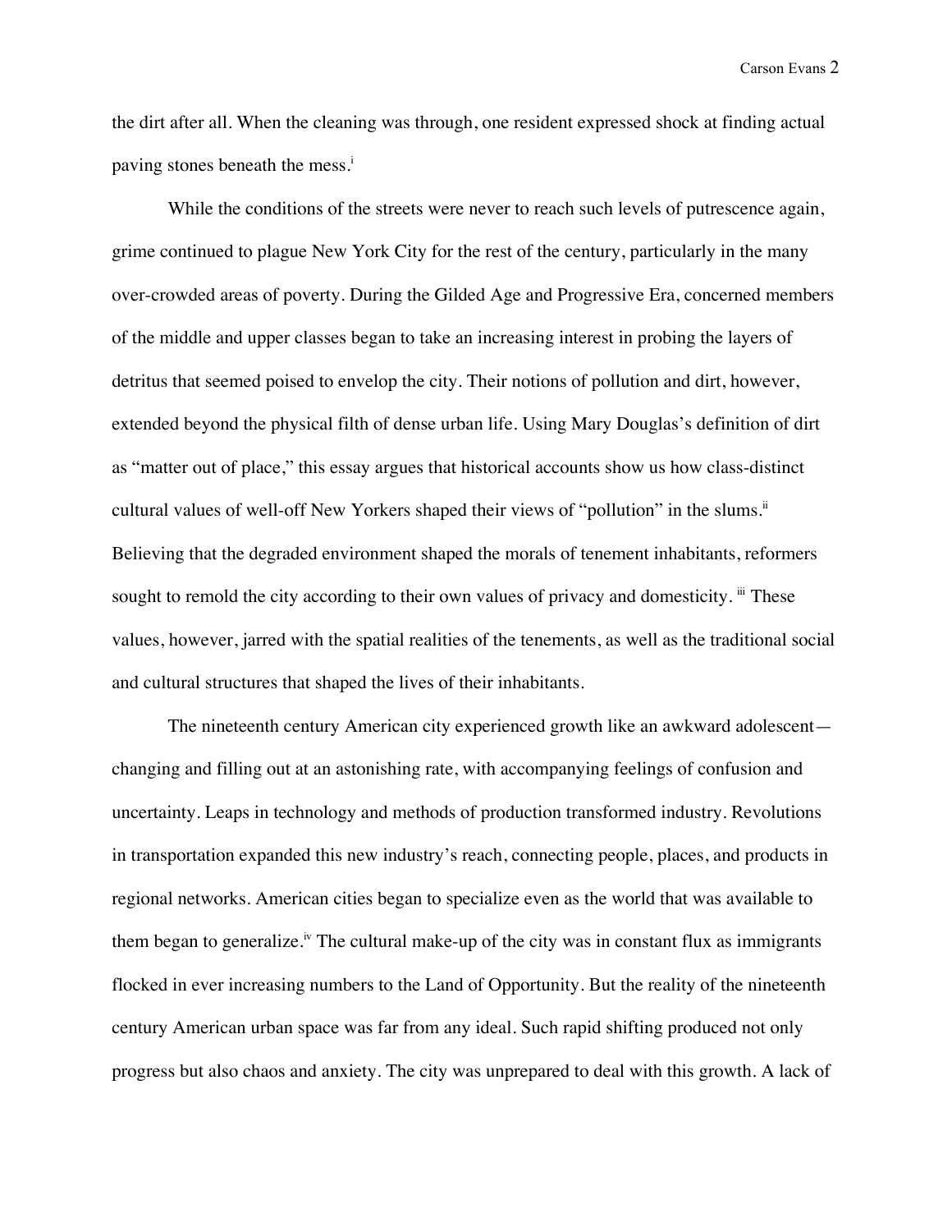the dirt after all. When the cleaning was through, one resident expressed shock at finding actual paving stones beneath the mess.[i]

While the conditions of the streets were never to reach such levels of putrescence again, grime continued to plague New York City for the rest of the century, particularly in the many over-crowded areas of poverty. During the Gilded Age and Progressive Era, concerned members of the middle and upper classes began to take an increasing interest in probing the layers of detritus that seemed poised to envelop the city. Their notions of pollution and dirt, however, extended beyond the physical filth of dense urban life. Using Mary Douglas's definition of dirt as "matter out of place," this essay argues that historical accounts show us how class-distinct cultural values of well-off New Yorkers shaped their views of "pollution" in the slums.[ii] Believing that the degraded environment shaped the morals of tenement inhabitants, reformers sought to remold the city according to their own values of privacy and domesticity.[iii] These values, however, jarred with the spatial realities of the tenements, as well as the traditional social and cultural structures that shaped the lives of their inhabitants.

The nineteenth century American city experienced growth like an awkward adolescent—changing and filling out at an astonishing rate, with accompanying feelings of confusion and uncertainty. Leaps in technology and methods of production transformed industry. Revolutions in transportation expanded this new industry's reach, connecting people, places, and products in regional networks. American cities began to specialize even as the world that was available to them began to generalize.[iv] The cultural make-up of the city was in constant flux as immigrants flocked in ever increasing numbers to the Land of Opportunity. But the reality of the nineteenth century American urban space was far from any ideal. Such rapid shifting produced not only progress but also chaos and anxiety. The city was unprepared to deal with this growth. A lack of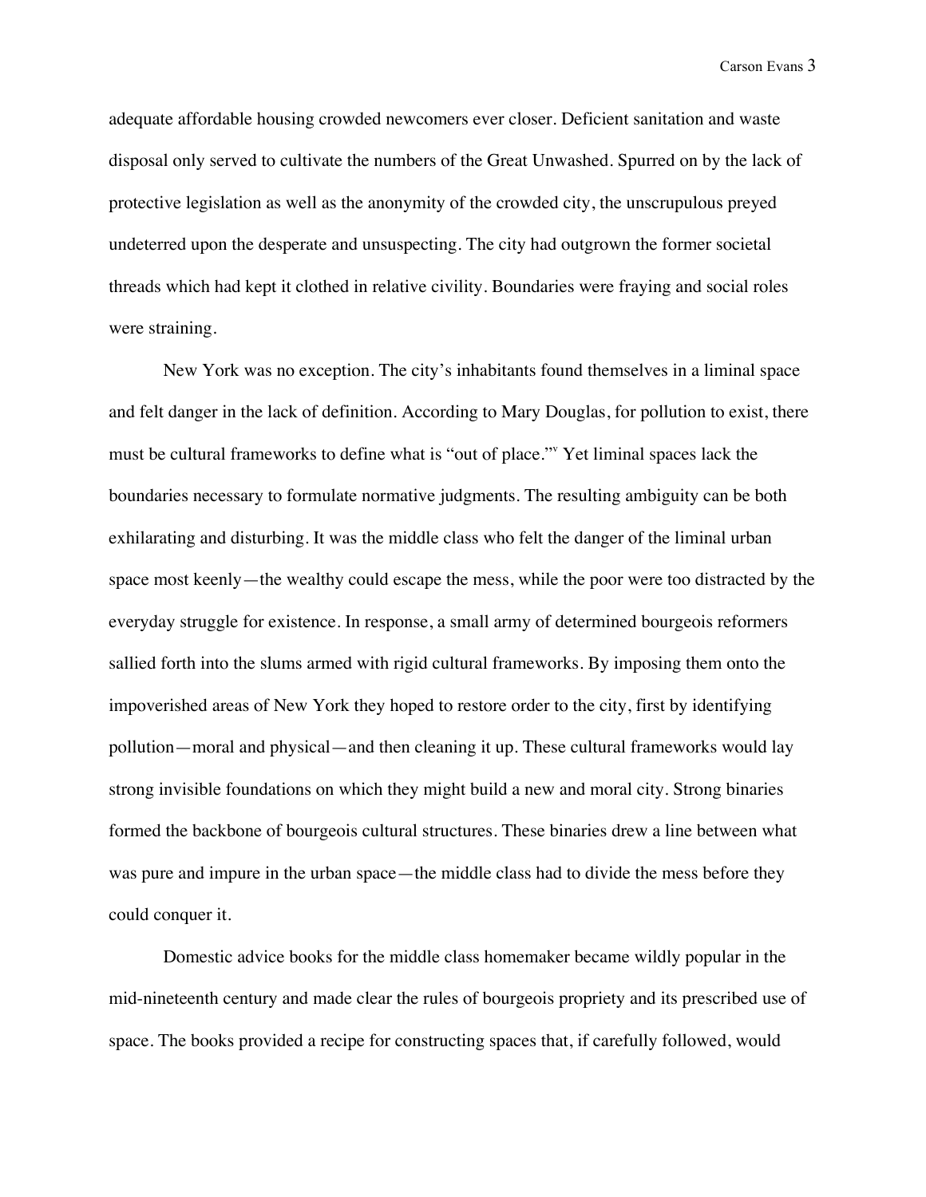adequate affordable housing crowded newcomers ever closer. Deficient sanitation and waste disposal only served to cultivate the numbers of the Great Unwashed. Spurred on by the lack of protective legislation as well as the anonymity of the crowded city, the unscrupulous preyed undeterred upon the desperate and unsuspecting. The city had outgrown the former societal threads which had kept it clothed in relative civility. Boundaries were fraying and social roles were straining.

New York was no exception. The city's inhabitants found themselves in a liminal space and felt danger in the lack of definition. According to Mary Douglas, for pollution to exist, there must be cultural frameworks to define what is "out of place."[v] Yet liminal spaces lack the boundaries necessary to formulate normative judgments. The resulting ambiguity can be both exhilarating and disturbing. It was the middle class who felt the danger of the liminal urban space most keenly—the wealthy could escape the mess, while the poor were too distracted by the everyday struggle for existence. In response, a small army of determined bourgeois reformers sallied forth into the slums armed with rigid cultural frameworks. By imposing them onto the impoverished areas of New York they hoped to restore order to the city, first by identifying pollution—moral and physical—and then cleaning it up. These cultural frameworks would lay strong invisible foundations on which they might build a new and moral city. Strong binaries formed the backbone of bourgeois cultural structures. These binaries drew a line between what was pure and impure in the urban space—the middle class had to divide the mess before they could conquer it.

Domestic advice books for the middle class homemaker became wildly popular in the mid-nineteenth century and made clear the rules of bourgeois propriety and its prescribed use of space. The books provided a recipe for constructing spaces that, if carefully followed, would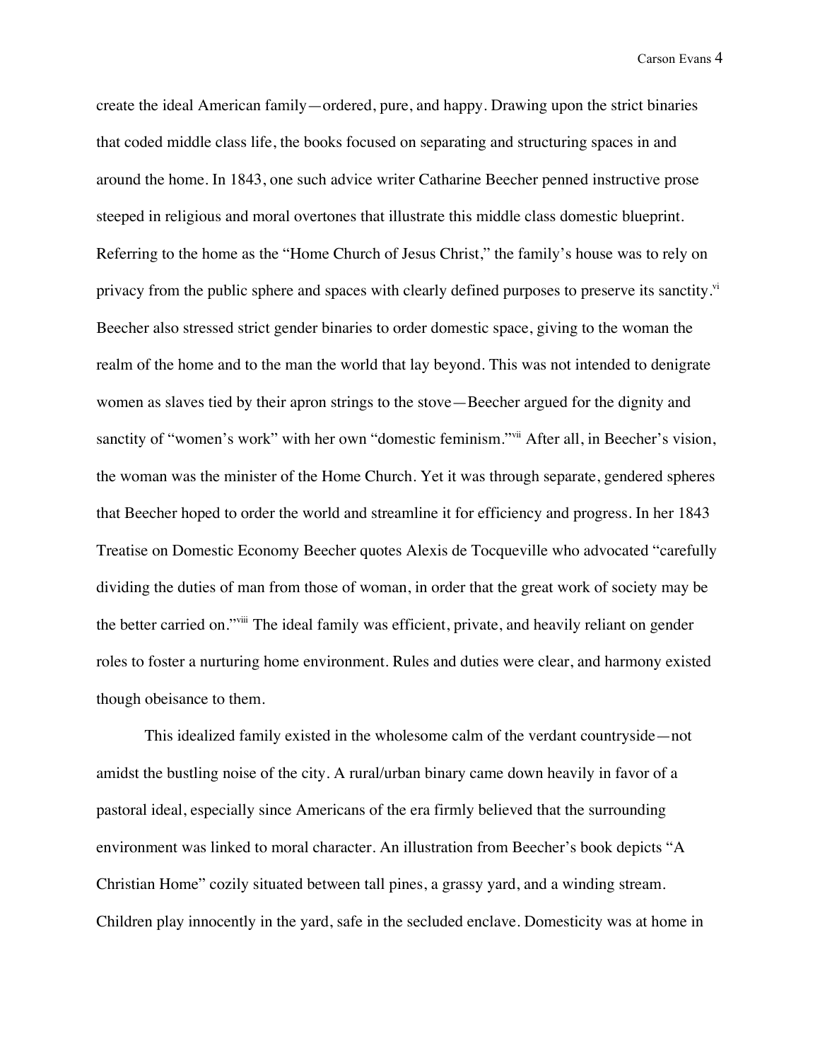create the ideal American family—ordered, pure, and happy. Drawing upon the strict binaries that coded middle class life, the books focused on separating and structuring spaces in and around the home. In 1843, one such advice writer Catharine Beecher penned instructive prose steeped in religious and moral overtones that illustrate this middle class domestic blueprint. Referring to the home as the "Home Church of Jesus Christ," the family's house was to rely on privacy from the public sphere and spaces with clearly defined purposes to preserve its sanctity.[vi] Beecher also stressed strict gender binaries to order domestic space, giving to the woman the realm of the home and to the man the world that lay beyond. This was not intended to denigrate women as slaves tied by their apron strings to the stove—Beecher argued for the dignity and sanctity of "women's work" with her own "domestic feminism."[vii] After all, in Beecher's vision, the woman was the minister of the Home Church. Yet it was through separate, gendered spheres that Beecher hoped to order the world and streamline it for efficiency and progress. In her 1843 Treatise on Domestic Economy Beecher quotes Alexis de Tocqueville who advocated "carefully dividing the duties of man from those of woman, in order that the great work of society may be the better carried on."[viii] The ideal family was efficient, private, and heavily reliant on gender roles to foster a nurturing home environment. Rules and duties were clear, and harmony existed though obeisance to them.

This idealized family existed in the wholesome calm of the verdant countryside—not amidst the bustling noise of the city. A rural/urban binary came down heavily in favor of a pastoral ideal, especially since Americans of the era firmly believed that the surrounding environment was linked to moral character. An illustration from Beecher's book depicts "A Christian Home" cozily situated between tall pines, a grassy yard, and a winding stream. Children play innocently in the yard, safe in the secluded enclave. Domesticity was at home in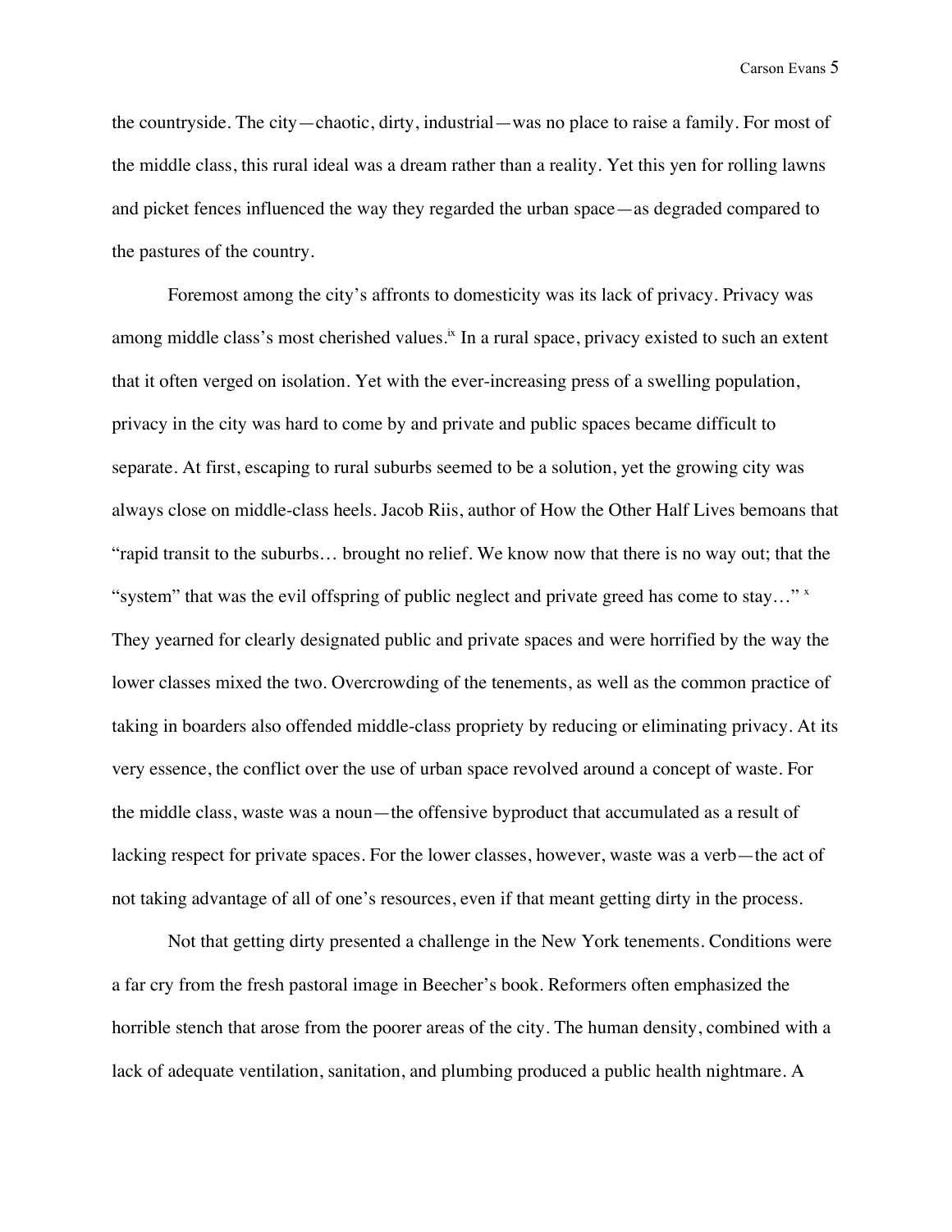the countryside. The city—chaotic, dirty, industrial—was no place to raise a family. For most of the middle class, this rural ideal was a dream rather than a reality. Yet this yen for rolling lawns and picket fences influenced the way they regarded the urban space—as degraded compared to the pastures of the country.

Foremost among the city's affronts to domesticity was its lack of privacy. Privacy was among middle class's most cherished values.[ix] In a rural space, privacy existed to such an extent that it often verged on isolation. Yet with the ever-increasing press of a swelling population, privacy in the city was hard to come by and private and public spaces became difficult to separate. At first, escaping to rural suburbs seemed to be a solution, yet the growing city was always close on middle-class heels. Jacob Riis, author of How the Other Half Lives bemoans that "rapid transit to the suburbs… brought no relief. We know now that there is no way out; that the "system" that was the evil offspring of public neglect and private greed has come to stay…" [x] They yearned for clearly designated public and private spaces and were horrified by the way the lower classes mixed the two. Overcrowding of the tenements, as well as the common practice of taking in boarders also offended middle-class propriety by reducing or eliminating privacy. At its very essence, the conflict over the use of urban space revolved around a concept of waste. For the middle class, waste was a noun—the offensive byproduct that accumulated as a result of lacking respect for private spaces. For the lower classes, however, waste was a verb—the act of not taking advantage of all of one's resources, even if that meant getting dirty in the process.

Not that getting dirty presented a challenge in the New York tenements. Conditions were a far cry from the fresh pastoral image in Beecher's book. Reformers often emphasized the horrible stench that arose from the poorer areas of the city. The human density, combined with a lack of adequate ventilation, sanitation, and plumbing produced a public health nightmare. A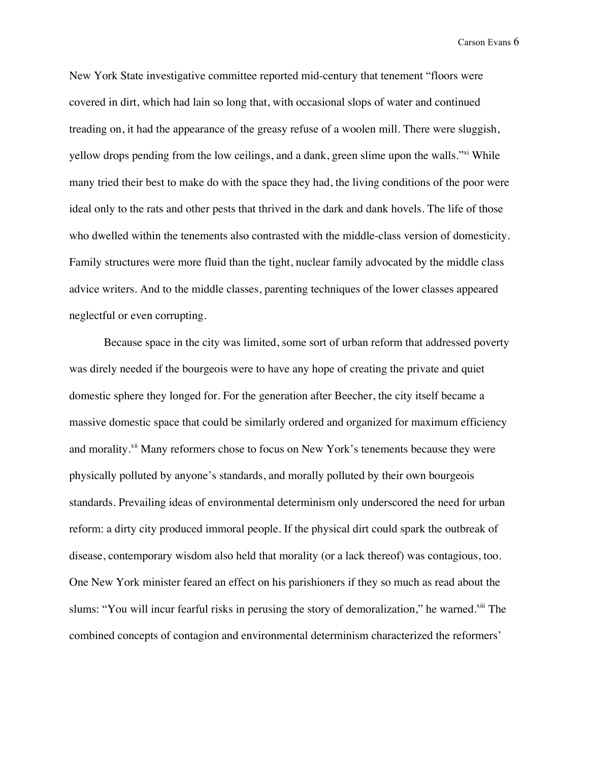New York State investigative committee reported mid-century that tenement "floors were covered in dirt, which had lain so long that, with occasional slops of water and continued treading on, it had the appearance of the greasy refuse of a woolen mill. There were sluggish, yellow drops pending from the low ceilings, and a dank, green slime upon the walls."[xi] While many tried their best to make do with the space they had, the living conditions of the poor were ideal only to the rats and other pests that thrived in the dark and dank hovels. The life of those who dwelled within the tenements also contrasted with the middle-class version of domesticity. Family structures were more fluid than the tight, nuclear family advocated by the middle class advice writers. And to the middle classes, parenting techniques of the lower classes appeared neglectful or even corrupting.

Because space in the city was limited, some sort of urban reform that addressed poverty was direly needed if the bourgeois were to have any hope of creating the private and quiet domestic sphere they longed for. For the generation after Beecher, the city itself became a massive domestic space that could be similarly ordered and organized for maximum efficiency and morality.[xii] Many reformers chose to focus on New York's tenements because they were physically polluted by anyone's standards, and morally polluted by their own bourgeois standards. Prevailing ideas of environmental determinism only underscored the need for urban reform: a dirty city produced immoral people. If the physical dirt could spark the outbreak of disease, contemporary wisdom also held that morality (or a lack thereof) was contagious, too. One New York minister feared an effect on his parishioners if they so much as read about the slums: "You will incur fearful risks in perusing the story of demoralization," he warned.[xiii] The combined concepts of contagion and environmental determinism characterized the reformers'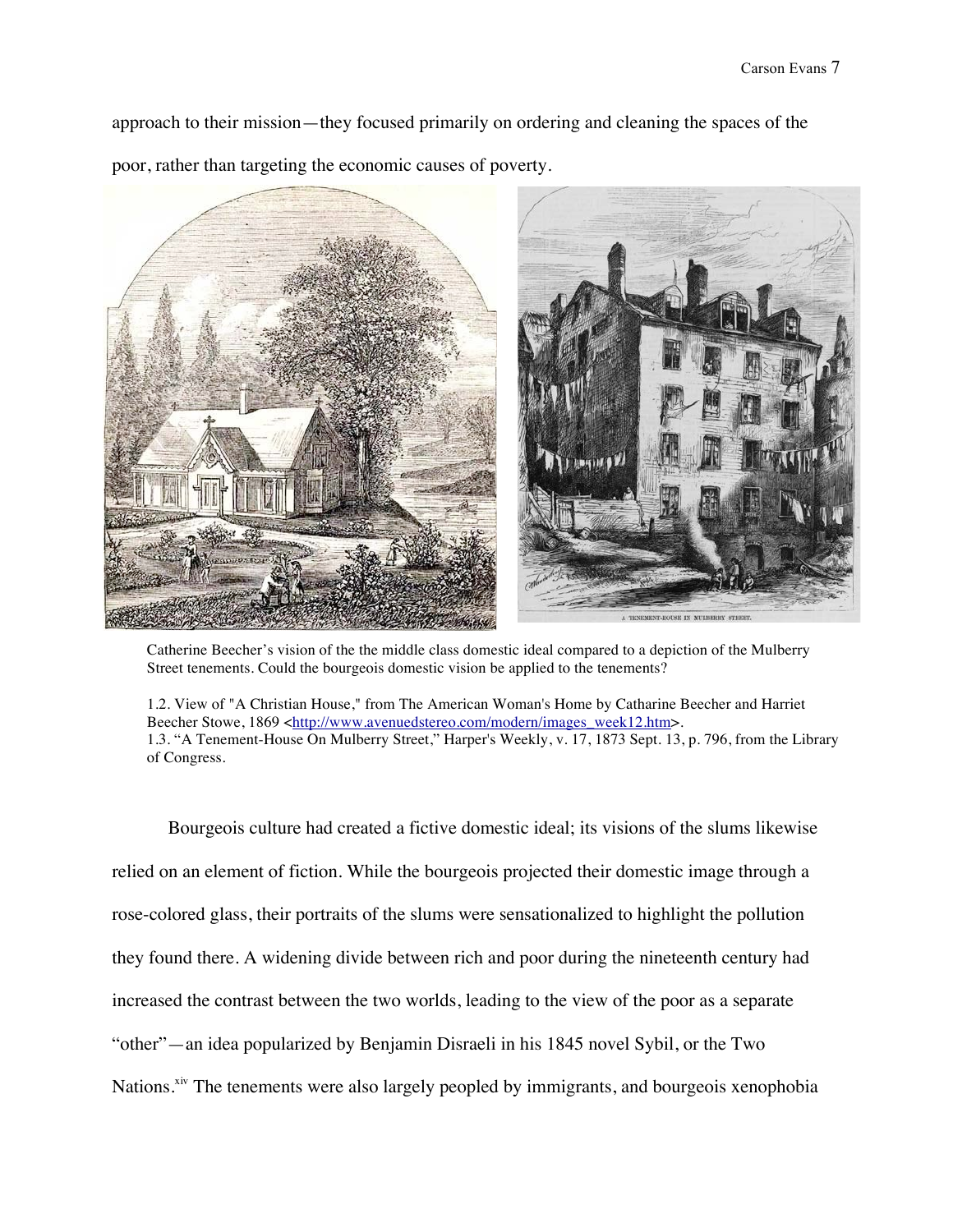approach to their mission—they focused primarily on ordering and cleaning the spaces of the poor, rather than targeting the economic causes of poverty.

Catherine Beecher's vision of the the middle class domestic ideal compared to a depiction of the Mulberry Street tenements. Could the bourgeois domestic vision be applied to the tenements?

1.2. View of "A Christian House," from The American Woman's Home by Catharine Beecher and Harriet Beecher Stowe, 1869 <http://www.avenuedstereo.com/modern/images_week12.htm>.
1.3. "A Tenement-House On Mulberry Street," Harper's Weekly, v. 17, 1873 Sept. 13, p. 796, from the Library of Congress.

Bourgeois culture had created a fictive domestic ideal; its visions of the slums likewise relied on an element of fiction. While the bourgeois projected their domestic image through a rose-colored glass, their portraits of the slums were sensationalized to highlight the pollution they found there. A widening divide between rich and poor during the nineteenth century had increased the contrast between the two worlds, leading to the view of the poor as a separate "other"—an idea popularized by Benjamin Disraeli in his 1845 novel Sybil, or the Two Nations.[xiv] The tenements were also largely peopled by immigrants, and bourgeois xenophobia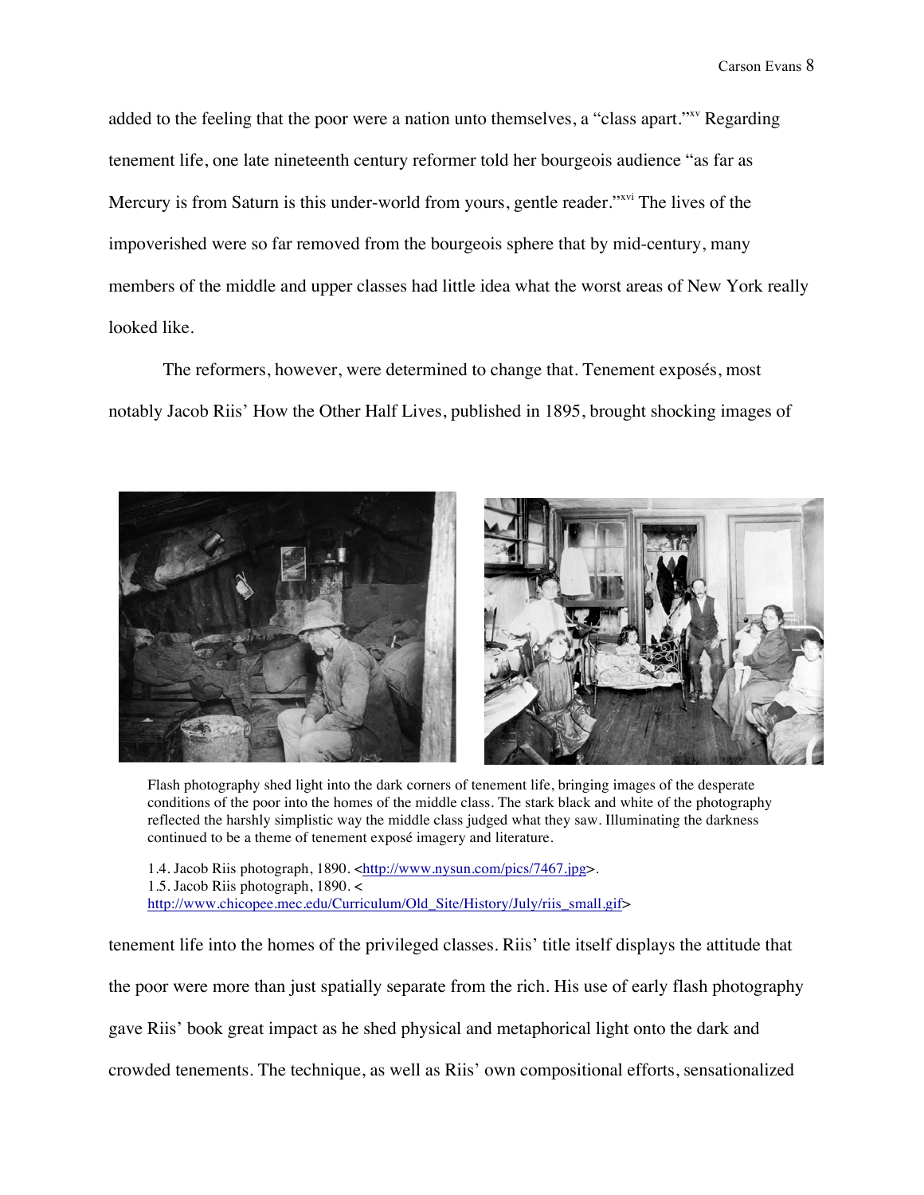added to the feeling that the poor were a nation unto themselves, a "class apart."[xv] Regarding tenement life, one late nineteenth century reformer told her bourgeois audience "as far as Mercury is from Saturn is this under-world from yours, gentle reader."[xvi] The lives of the impoverished were so far removed from the bourgeois sphere that by mid-century, many members of the middle and upper classes had little idea what the worst areas of New York really looked like.

The reformers, however, were determined to change that. Tenement exposés, most notably Jacob Riis' How the Other Half Lives, published in 1895, brought shocking images of

Flash photography shed light into the dark corners of tenement life, bringing images of the desperate conditions of the poor into the homes of the middle class. The stark black and white of the photography reflected the harshly simplistic way the middle class judged what they saw. Illuminating the darkness continued to be a theme of tenement exposé imagery and literature.

1.4. Jacob Riis photograph, 1890. <http://www.nysun.com/pics/7467.jpg>.
1.5. Jacob Riis photograph, 1890. <http://www.chicopee.mec.edu/Curriculum/Old_Site/History/July/riis_small.gif>

tenement life into the homes of the privileged classes. Riis' title itself displays the attitude that the poor were more than just spatially separate from the rich. His use of early flash photography gave Riis' book great impact as he shed physical and metaphorical light onto the dark and crowded tenements. The technique, as well as Riis' own compositional efforts, sensationalized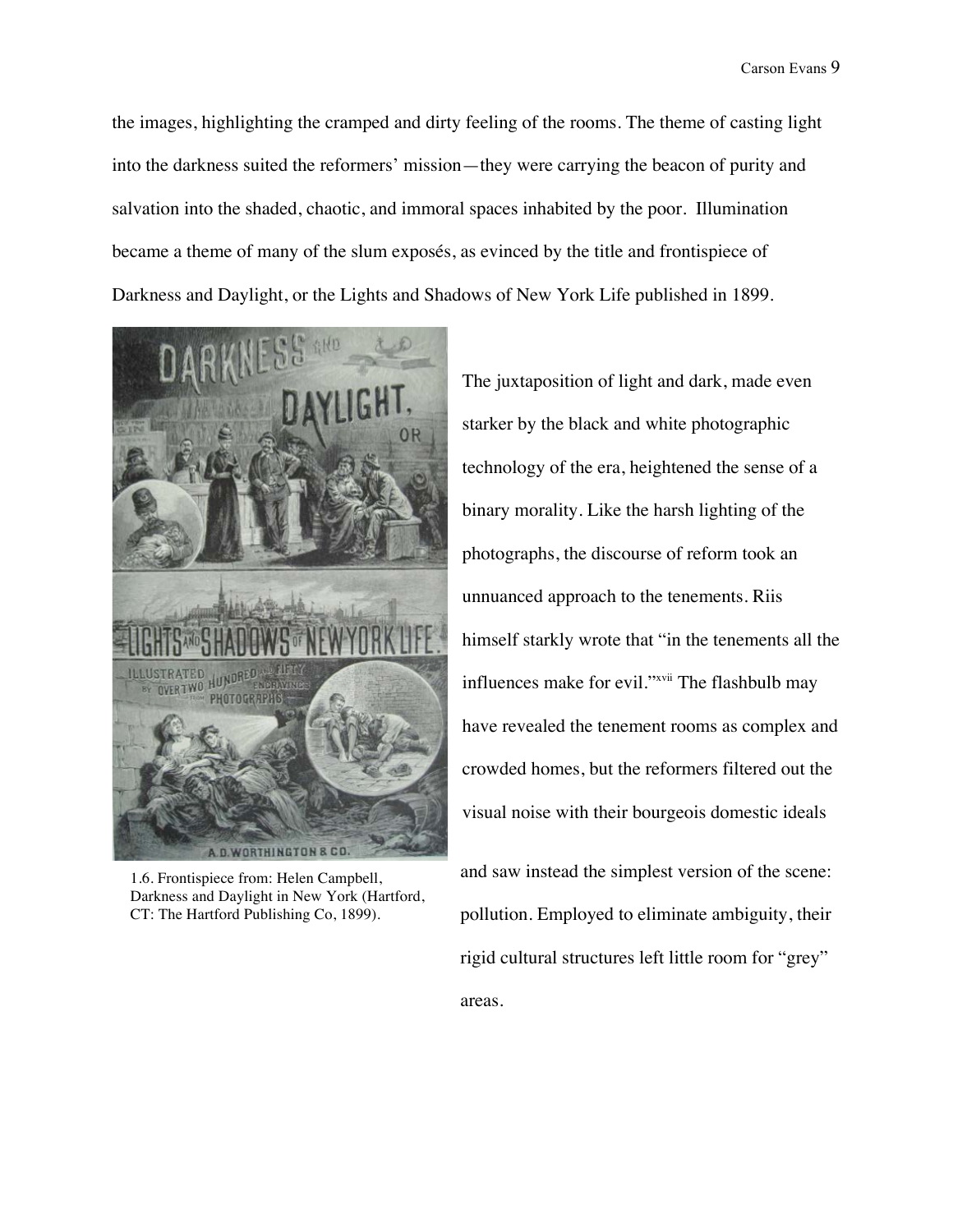the images, highlighting the cramped and dirty feeling of the rooms. The theme of casting light into the darkness suited the reformers' mission—they were carrying the beacon of purity and salvation into the shaded, chaotic, and immoral spaces inhabited by the poor. Illumination became a theme of many of the slum exposés, as evinced by the title and frontispiece of Darkness and Daylight, or the Lights and Shadows of New York Life published in 1899.

1.6. Frontispiece from: Helen Campbell, Darkness and Daylight in New York (Hartford, CT: The Hartford Publishing Co, 1899).

The juxtaposition of light and dark, made even starker by the black and white photographic technology of the era, heightened the sense of a binary morality. Like the harsh lighting of the photographs, the discourse of reform took an unnuanced approach to the tenements. Riis himself starkly wrote that "in the tenements all the influences make for evil."[xvii] The flashbulb may have revealed the tenement rooms as complex and crowded homes, but the reformers filtered out the visual noise with their bourgeois domestic ideals and saw instead the simplest version of the scene: pollution. Employed to eliminate ambiguity, their rigid cultural structures left little room for "grey" areas.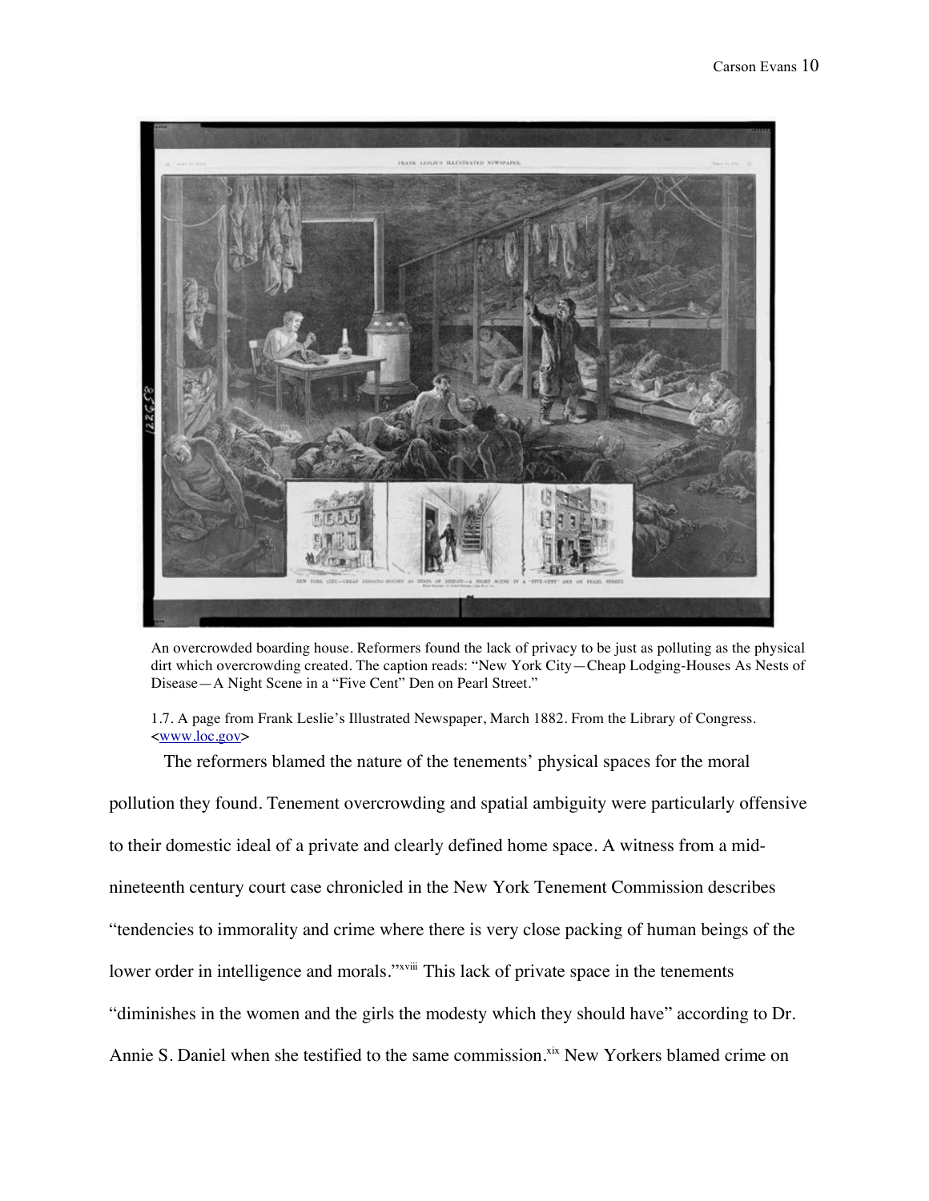An overcrowded boarding house. Reformers found the lack of privacy to be just as polluting as the physical dirt which overcrowding created. The caption reads: "New York City—Cheap Lodging-Houses As Nests of Disease—A Night Scene in a "Five Cent" Den on Pearl Street."

1.7. A page from Frank Leslie's Illustrated Newspaper, March 1882. From the Library of Congress. <www.loc.gov>

The reformers blamed the nature of the tenements' physical spaces for the moral pollution they found. Tenement overcrowding and spatial ambiguity were particularly offensive to their domestic ideal of a private and clearly defined home space. A witness from a mid-nineteenth century court case chronicled in the New York Tenement Commission describes "tendencies to immorality and crime where there is very close packing of human beings of the lower order in intelligence and morals."[xviii] This lack of private space in the tenements "diminishes in the women and the girls the modesty which they should have" according to Dr. Annie S. Daniel when she testified to the same commission.[xix] New Yorkers blamed crime on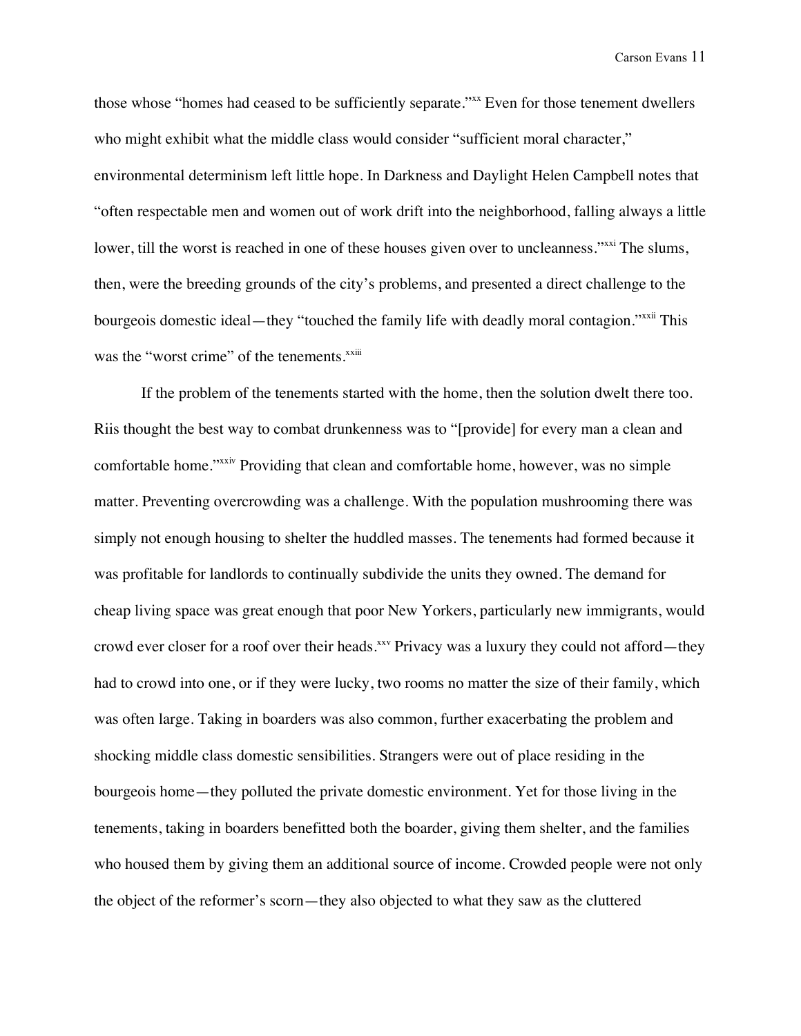those whose “homes had ceased to be sufficiently separate.”[xx] Even for those tenement dwellers who might exhibit what the middle class would consider “sufficient moral character,” environmental determinism left little hope. In Darkness and Daylight Helen Campbell notes that “often respectable men and women out of work drift into the neighborhood, falling always a little lower, till the worst is reached in one of these houses given over to uncleanness.”[xxi] The slums, then, were the breeding grounds of the city’s problems, and presented a direct challenge to the bourgeois domestic ideal—they “touched the family life with deadly moral contagion.”[xxii] This was the “worst crime” of the tenements.[xxiii]

If the problem of the tenements started with the home, then the solution dwelt there too. Riis thought the best way to combat drunkenness was to “[provide] for every man a clean and comfortable home.”[xxiv] Providing that clean and comfortable home, however, was no simple matter. Preventing overcrowding was a challenge. With the population mushrooming there was simply not enough housing to shelter the huddled masses. The tenements had formed because it was profitable for landlords to continually subdivide the units they owned. The demand for cheap living space was great enough that poor New Yorkers, particularly new immigrants, would crowd ever closer for a roof over their heads.[xxv] Privacy was a luxury they could not afford—they had to crowd into one, or if they were lucky, two rooms no matter the size of their family, which was often large. Taking in boarders was also common, further exacerbating the problem and shocking middle class domestic sensibilities. Strangers were out of place residing in the bourgeois home—they polluted the private domestic environment. Yet for those living in the tenements, taking in boarders benefitted both the boarder, giving them shelter, and the families who housed them by giving them an additional source of income. Crowded people were not only the object of the reformer’s scorn—they also objected to what they saw as the cluttered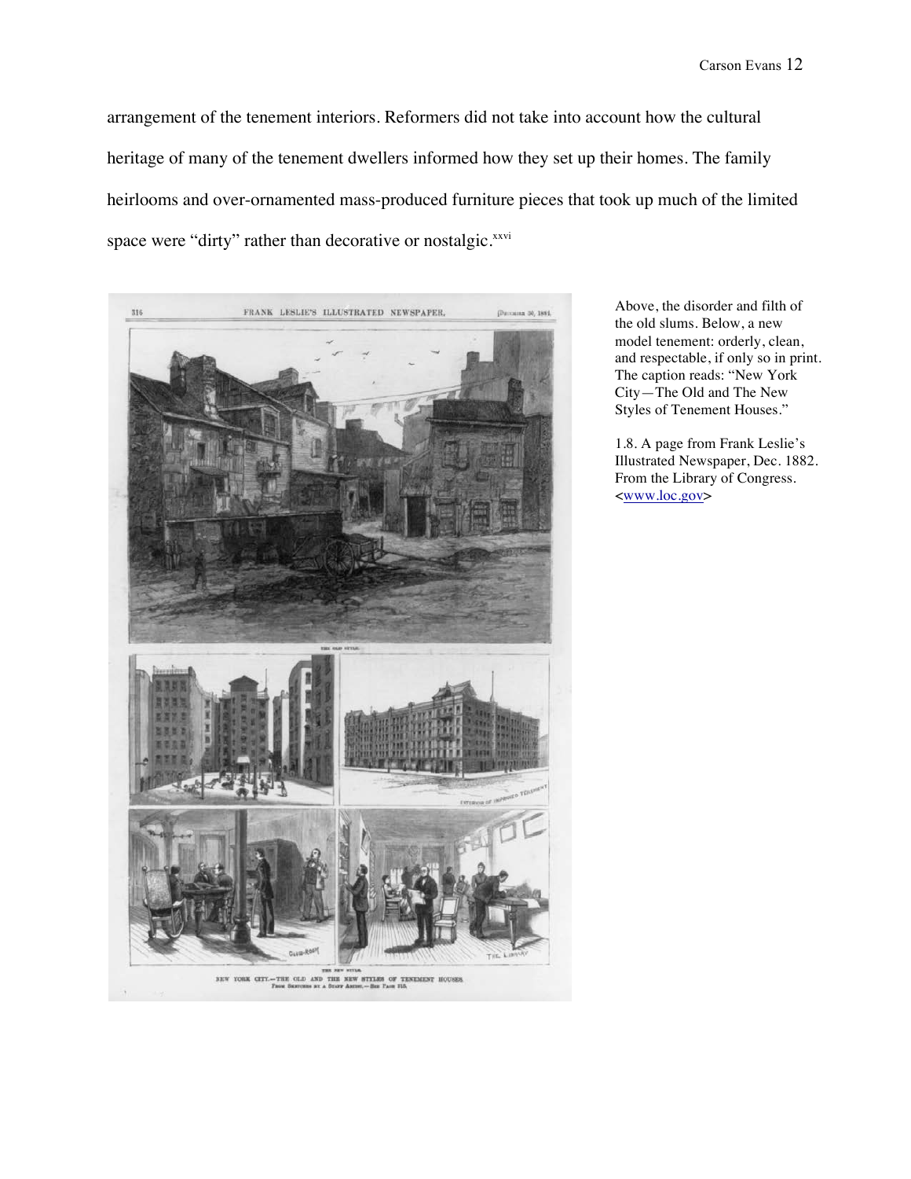arrangement of the tenement interiors. Reformers did not take into account how the cultural heritage of many of the tenement dwellers informed how they set up their homes. The family heirlooms and over-ornamented mass-produced furniture pieces that took up much of the limited space were "dirty" rather than decorative or nostalgic.[xxvi]

Above, the disorder and filth of the old slums. Below, a new model tenement: orderly, clean, and respectable, if only so in print. The caption reads: "New York City—The Old and The New Styles of Tenement Houses."

1.8. A page from Frank Leslie's Illustrated Newspaper, Dec. 1882. From the Library of Congress. <www.loc.gov>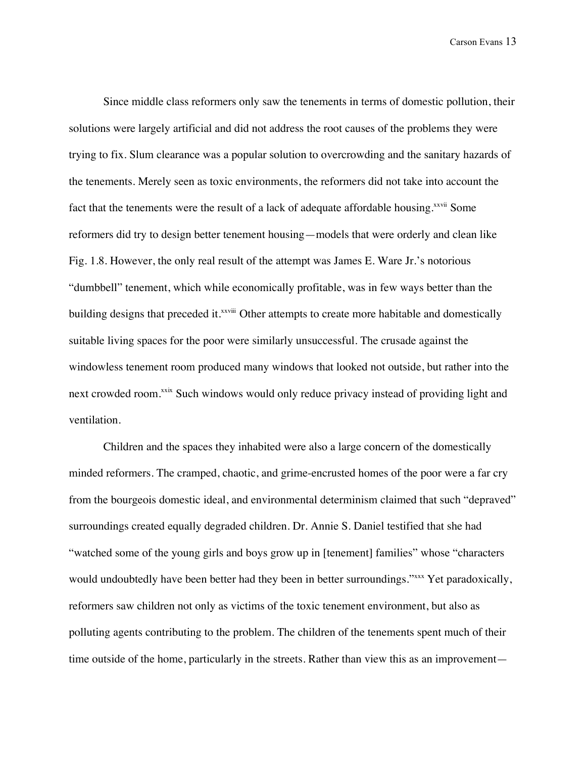Since middle class reformers only saw the tenements in terms of domestic pollution, their solutions were largely artificial and did not address the root causes of the problems they were trying to fix. Slum clearance was a popular solution to overcrowding and the sanitary hazards of the tenements. Merely seen as toxic environments, the reformers did not take into account the fact that the tenements were the result of a lack of adequate affordable housing.[xxvii] Some reformers did try to design better tenement housing—models that were orderly and clean like Fig. 1.8. However, the only real result of the attempt was James E. Ware Jr.'s notorious "dumbbell" tenement, which while economically profitable, was in few ways better than the building designs that preceded it.[xxviii] Other attempts to create more habitable and domestically suitable living spaces for the poor were similarly unsuccessful. The crusade against the windowless tenement room produced many windows that looked not outside, but rather into the next crowded room.[xxix] Such windows would only reduce privacy instead of providing light and ventilation.

Children and the spaces they inhabited were also a large concern of the domestically minded reformers. The cramped, chaotic, and grime-encrusted homes of the poor were a far cry from the bourgeois domestic ideal, and environmental determinism claimed that such "depraved" surroundings created equally degraded children. Dr. Annie S. Daniel testified that she had "watched some of the young girls and boys grow up in [tenement] families" whose "characters would undoubtedly have been better had they been in better surroundings."[xxx] Yet paradoxically, reformers saw children not only as victims of the toxic tenement environment, but also as polluting agents contributing to the problem. The children of the tenements spent much of their time outside of the home, particularly in the streets. Rather than view this as an improvement—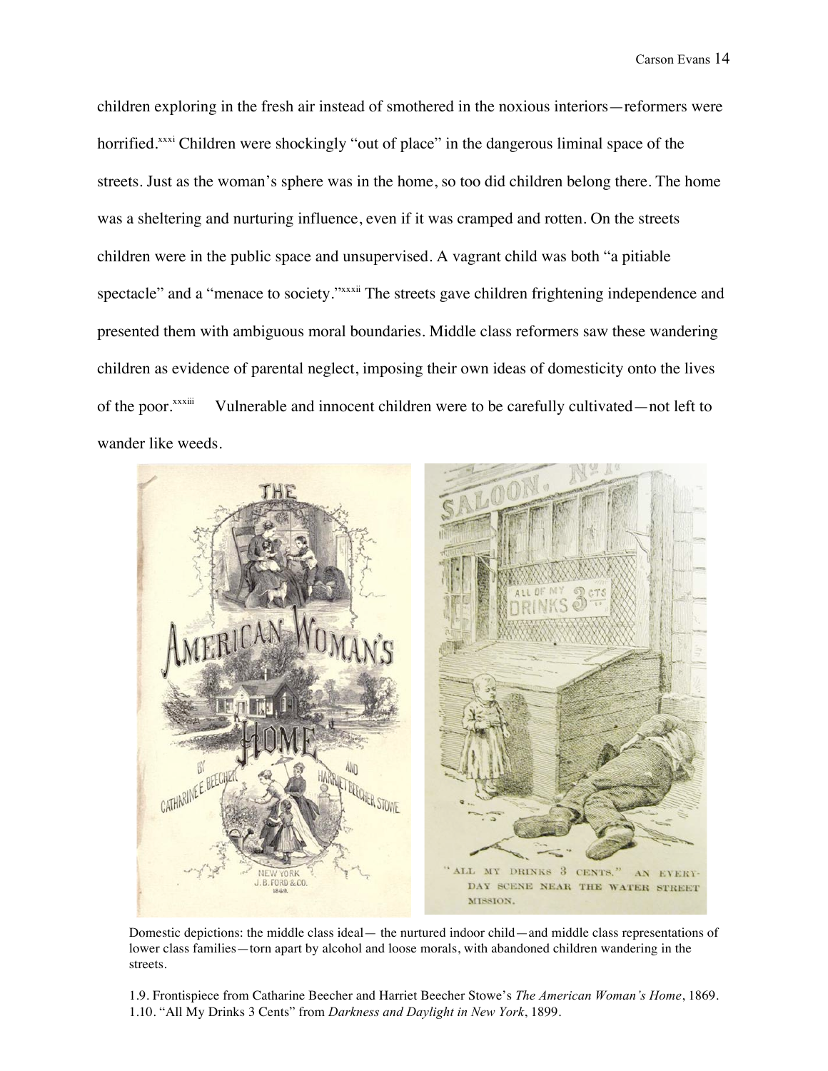children exploring in the fresh air instead of smothered in the noxious interiors—reformers were horrified.[xxxi] Children were shockingly "out of place" in the dangerous liminal space of the streets. Just as the woman's sphere was in the home, so too did children belong there. The home was a sheltering and nurturing influence, even if it was cramped and rotten. On the streets children were in the public space and unsupervised. A vagrant child was both "a pitiable spectacle" and a "menace to society."[xxxii] The streets gave children frightening independence and presented them with ambiguous moral boundaries. Middle class reformers saw these wandering children as evidence of parental neglect, imposing their own ideas of domesticity onto the lives of the poor.[xxxiii] Vulnerable and innocent children were to be carefully cultivated—not left to wander like weeds.

Domestic depictions: the middle class ideal— the nurtured indoor child—and middle class representations of lower class families—torn apart by alcohol and loose morals, with abandoned children wandering in the streets.

1.9. Frontispiece from Catharine Beecher and Harriet Beecher Stowe's *The American Woman's Home*, 1869.
1.10. "All My Drinks 3 Cents" from *Darkness and Daylight in New York*, 1899.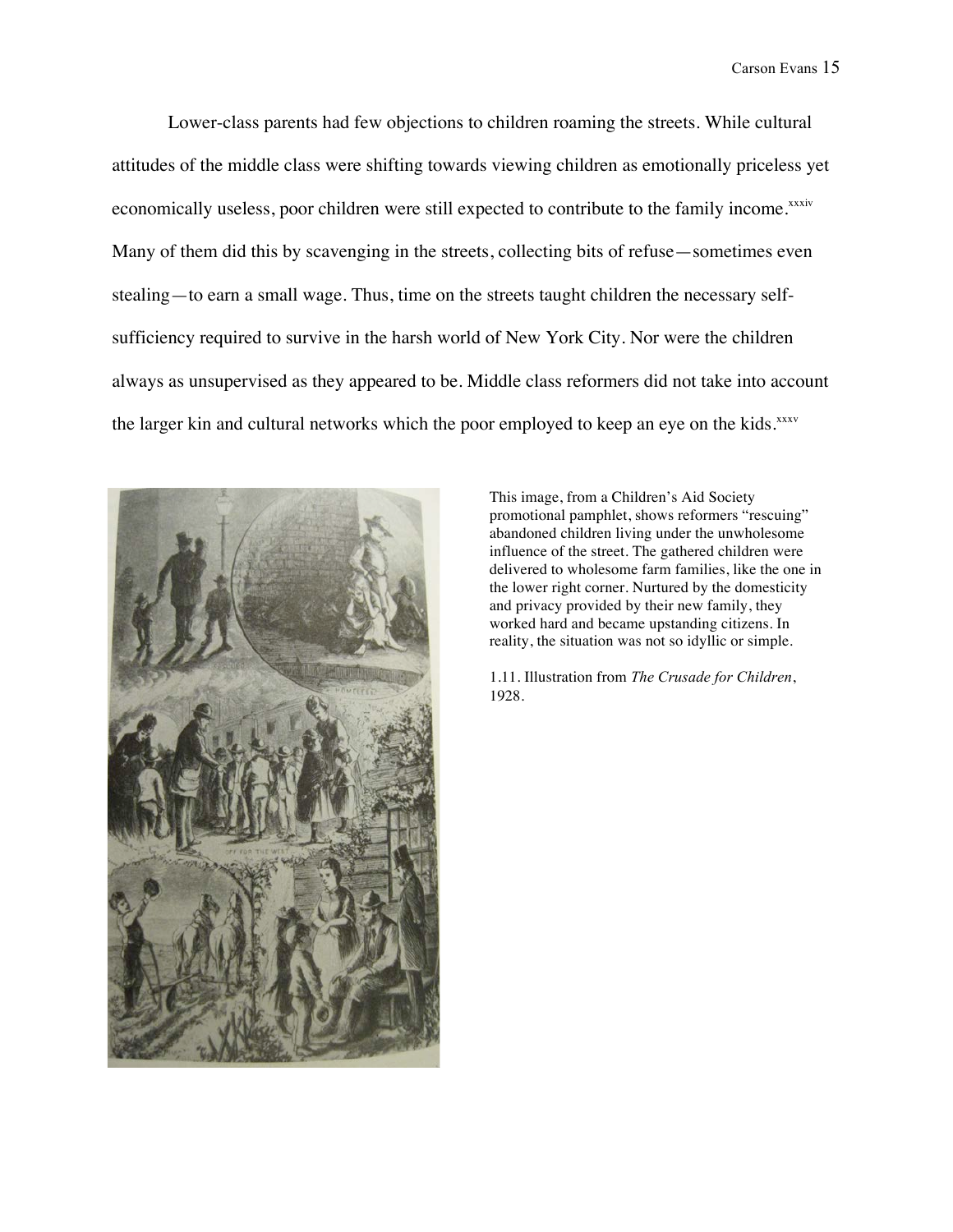Lower-class parents had few objections to children roaming the streets. While cultural attitudes of the middle class were shifting towards viewing children as emotionally priceless yet economically useless, poor children were still expected to contribute to the family income.[xxxiv] Many of them did this by scavenging in the streets, collecting bits of refuse—sometimes even stealing—to earn a small wage. Thus, time on the streets taught children the necessary self-sufficiency required to survive in the harsh world of New York City. Nor were the children always as unsupervised as they appeared to be. Middle class reformers did not take into account the larger kin and cultural networks which the poor employed to keep an eye on the kids.[xxxv]

This image, from a Children's Aid Society promotional pamphlet, shows reformers "rescuing" abandoned children living under the unwholesome influence of the street. The gathered children were delivered to wholesome farm families, like the one in the lower right corner. Nurtured by the domesticity and privacy provided by their new family, they worked hard and became upstanding citizens. In reality, the situation was not so idyllic or simple.

1.11. Illustration from *The Crusade for Children*, 1928.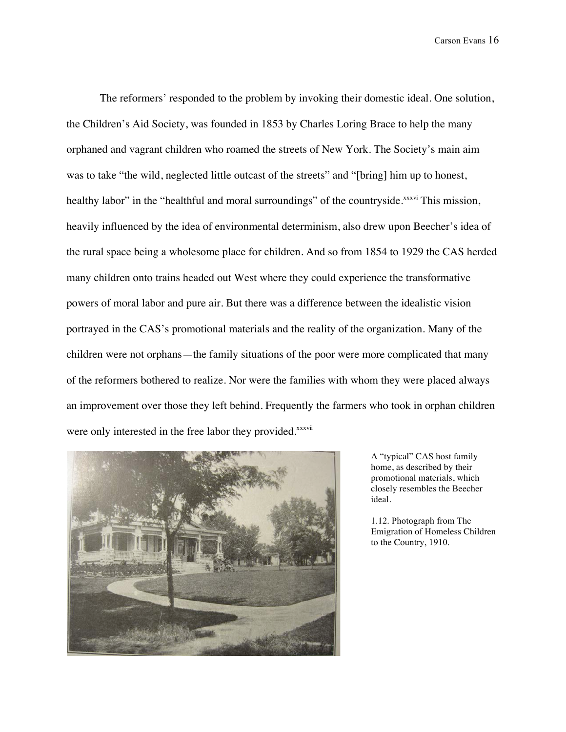The reformers' responded to the problem by invoking their domestic ideal. One solution, the Children's Aid Society, was founded in 1853 by Charles Loring Brace to help the many orphaned and vagrant children who roamed the streets of New York. The Society's main aim was to take "the wild, neglected little outcast of the streets" and "[bring] him up to honest, healthy labor" in the "healthful and moral surroundings" of the countryside.[xxxvi] This mission, heavily influenced by the idea of environmental determinism, also drew upon Beecher's idea of the rural space being a wholesome place for children. And so from 1854 to 1929 the CAS herded many children onto trains headed out West where they could experience the transformative powers of moral labor and pure air. But there was a difference between the idealistic vision portrayed in the CAS's promotional materials and the reality of the organization. Many of the children were not orphans—the family situations of the poor were more complicated that many of the reformers bothered to realize. Nor were the families with whom they were placed always an improvement over those they left behind. Frequently the farmers who took in orphan children were only interested in the free labor they provided.[xxxvii]

A "typical" CAS host family home, as described by their promotional materials, which closely resembles the Beecher ideal.

1.12. Photograph from The Emigration of Homeless Children to the Country, 1910.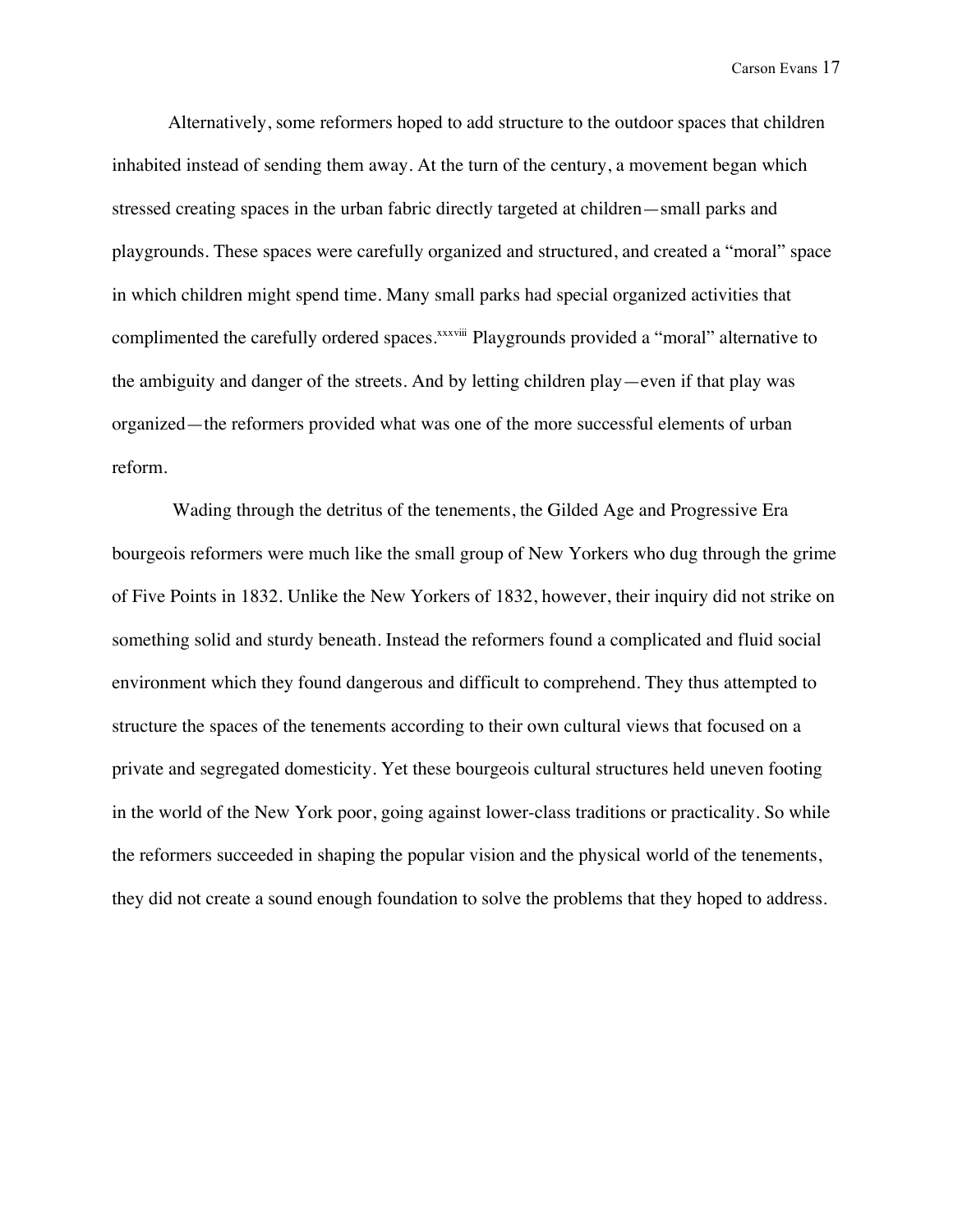Alternatively, some reformers hoped to add structure to the outdoor spaces that children inhabited instead of sending them away. At the turn of the century, a movement began which stressed creating spaces in the urban fabric directly targeted at children—small parks and playgrounds. These spaces were carefully organized and structured, and created a "moral" space in which children might spend time. Many small parks had special organized activities that complimented the carefully ordered spaces.[xxxviii] Playgrounds provided a "moral" alternative to the ambiguity and danger of the streets. And by letting children play—even if that play was organized—the reformers provided what was one of the more successful elements of urban reform.

Wading through the detritus of the tenements, the Gilded Age and Progressive Era bourgeois reformers were much like the small group of New Yorkers who dug through the grime of Five Points in 1832. Unlike the New Yorkers of 1832, however, their inquiry did not strike on something solid and sturdy beneath. Instead the reformers found a complicated and fluid social environment which they found dangerous and difficult to comprehend. They thus attempted to structure the spaces of the tenements according to their own cultural views that focused on a private and segregated domesticity. Yet these bourgeois cultural structures held uneven footing in the world of the New York poor, going against lower-class traditions or practicality. So while the reformers succeeded in shaping the popular vision and the physical world of the tenements, they did not create a sound enough foundation to solve the problems that they hoped to address.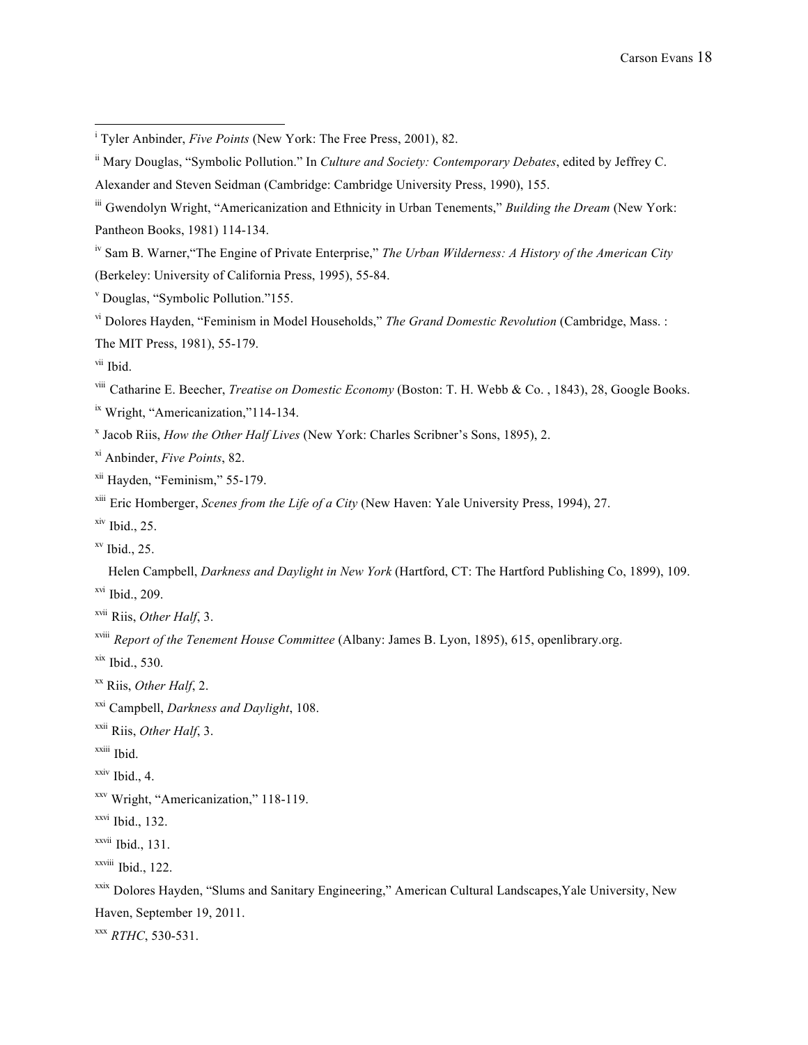[i] Tyler Anbinder, *Five Points* (New York: The Free Press, 2001), 82.

[ii] Mary Douglas, "Symbolic Pollution." In *Culture and Society: Contemporary Debates*, edited by Jeffrey C. Alexander and Steven Seidman (Cambridge: Cambridge University Press, 1990), 155.

[iii] Gwendolyn Wright, "Americanization and Ethnicity in Urban Tenements," *Building the Dream* (New York: Pantheon Books, 1981) 114-134.

[iv] Sam B. Warner,"The Engine of Private Enterprise," *The Urban Wilderness: A History of the American City* (Berkeley: University of California Press, 1995), 55-84.

[v] Douglas, "Symbolic Pollution."155.

[vi] Dolores Hayden, "Feminism in Model Households," *The Grand Domestic Revolution* (Cambridge, Mass. : The MIT Press, 1981), 55-179.

[vii] Ibid.

[viii] Catharine E. Beecher, *Treatise on Domestic Economy* (Boston: T. H. Webb & Co. , 1843), 28, Google Books.

[ix] Wright, "Americanization,"114-134.

[x] Jacob Riis, *How the Other Half Lives* (New York: Charles Scribner's Sons, 1895), 2.

[xi] Anbinder, *Five Points*, 82.

[xii] Hayden, "Feminism," 55-179.

[xiii] Eric Homberger, *Scenes from the Life of a City* (New Haven: Yale University Press, 1994), 27.

[xiv] Ibid., 25.

[xv] Ibid., 25.

Helen Campbell, *Darkness and Daylight in New York* (Hartford, CT: The Hartford Publishing Co, 1899), 109.

[xvi] Ibid., 209.

[xvii] Riis, *Other Half*, 3.

[xviii] *Report of the Tenement House Committee* (Albany: James B. Lyon, 1895), 615, openlibrary.org.

[xix] Ibid., 530.

[xx] Riis, *Other Half*, 2.

[xxi] Campbell, *Darkness and Daylight*, 108.

[xxii] Riis, *Other Half*, 3.

[xxiii] Ibid.

[xxiv] Ibid., 4.

[xxv] Wright, "Americanization," 118-119.

[xxvi] Ibid., 132.

[xxvii] Ibid., 131.

[xxviii] Ibid., 122.

[xxix] Dolores Hayden, "Slums and Sanitary Engineering," American Cultural Landscapes,Yale University, New Haven, September 19, 2011.

[xxx] *RTHC*, 530-531.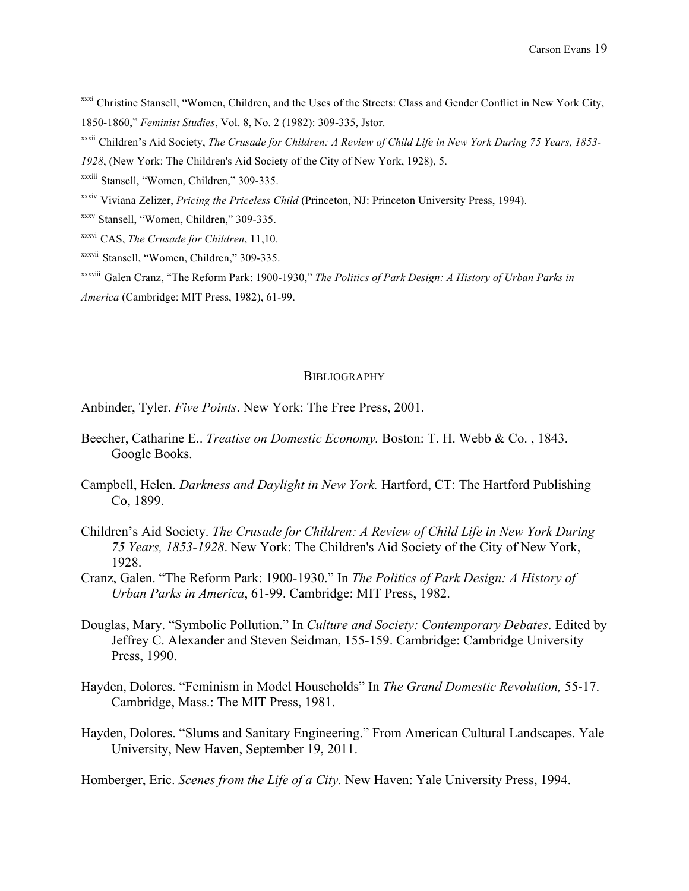[xxxi] Christine Stansell, "Women, Children, and the Uses of the Streets: Class and Gender Conflict in New York City, 1850-1860," *Feminist Studies*, Vol. 8, No. 2 (1982): 309-335, Jstor.

[xxxii] Children's Aid Society, *The Crusade for Children: A Review of Child Life in New York During 75 Years, 1853-1928*, (New York: The Children's Aid Society of the City of New York, 1928), 5.

[xxxiii] Stansell, "Women, Children," 309-335.

[xxxiv] Viviana Zelizer, *Pricing the Priceless Child* (Princeton, NJ: Princeton University Press, 1994).

[xxxv] Stansell, "Women, Children," 309-335.

[xxxvi] CAS, *The Crusade for Children*, 11,10.

[xxxvii] Stansell, "Women, Children," 309-335.

[xxxviii] Galen Cranz, "The Reform Park: 1900-1930," *The Politics of Park Design: A History of Urban Parks in America* (Cambridge: MIT Press, 1982), 61-99.

## BIBLIOGRAPHY

Anbinder, Tyler. *Five Points*. New York: The Free Press, 2001.

Beecher, Catharine E.. *Treatise on Domestic Economy.* Boston: T. H. Webb & Co. , 1843. Google Books.

Campbell, Helen. *Darkness and Daylight in New York.* Hartford, CT: The Hartford Publishing Co, 1899.

Children's Aid Society. *The Crusade for Children: A Review of Child Life in New York During 75 Years, 1853-1928*. New York: The Children's Aid Society of the City of New York, 1928.

Cranz, Galen. "The Reform Park: 1900-1930." In *The Politics of Park Design: A History of Urban Parks in America*, 61-99. Cambridge: MIT Press, 1982.

Douglas, Mary. "Symbolic Pollution." In *Culture and Society: Contemporary Debates*. Edited by Jeffrey C. Alexander and Steven Seidman, 155-159. Cambridge: Cambridge University Press, 1990.

Hayden, Dolores. "Feminism in Model Households" In *The Grand Domestic Revolution,* 55-17. Cambridge, Mass.: The MIT Press, 1981.

Hayden, Dolores. "Slums and Sanitary Engineering." From American Cultural Landscapes. Yale University, New Haven, September 19, 2011.

Homberger, Eric. *Scenes from the Life of a City.* New Haven: Yale University Press, 1994.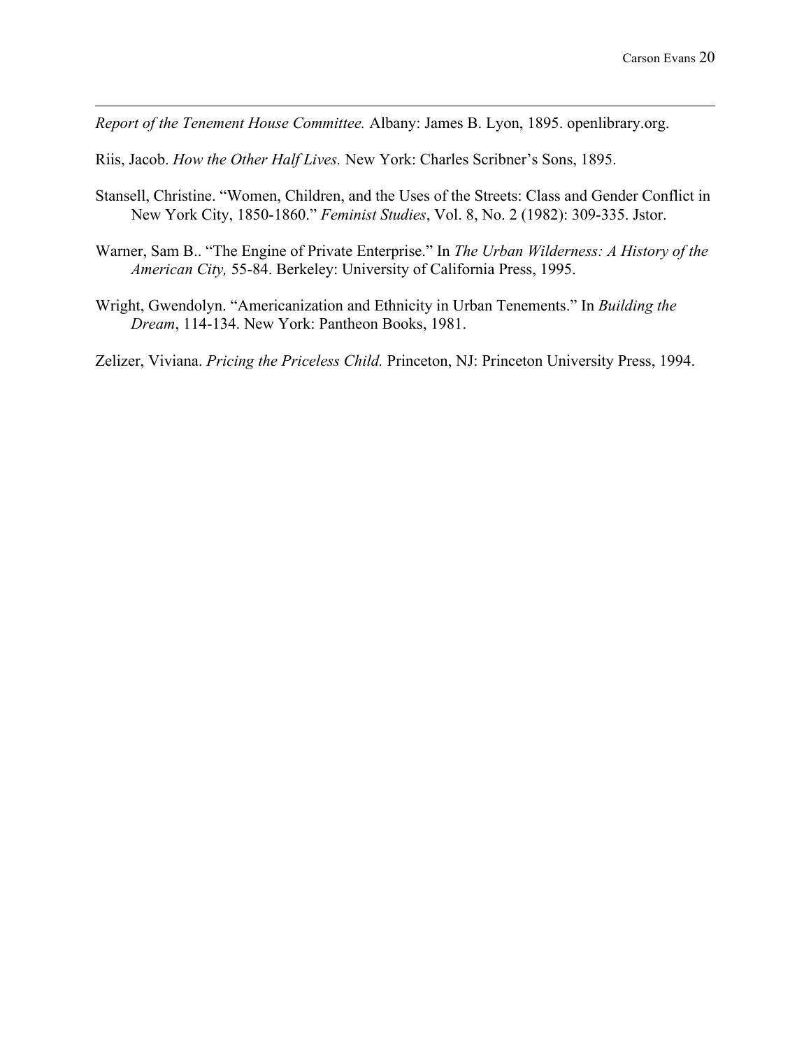*Report of the Tenement House Committee.* Albany: James B. Lyon, 1895. openlibrary.org.

Riis, Jacob. *How the Other Half Lives.* New York: Charles Scribner's Sons, 1895.

Stansell, Christine. "Women, Children, and the Uses of the Streets: Class and Gender Conflict in New York City, 1850-1860." *Feminist Studies*, Vol. 8, No. 2 (1982): 309-335. Jstor.

Warner, Sam B.. "The Engine of Private Enterprise." In *The Urban Wilderness: A History of the American City,* 55-84. Berkeley: University of California Press, 1995.

Wright, Gwendolyn. "Americanization and Ethnicity in Urban Tenements." In *Building the Dream*, 114-134. New York: Pantheon Books, 1981.

Zelizer, Viviana. *Pricing the Priceless Child.* Princeton, NJ: Princeton University Press, 1994.